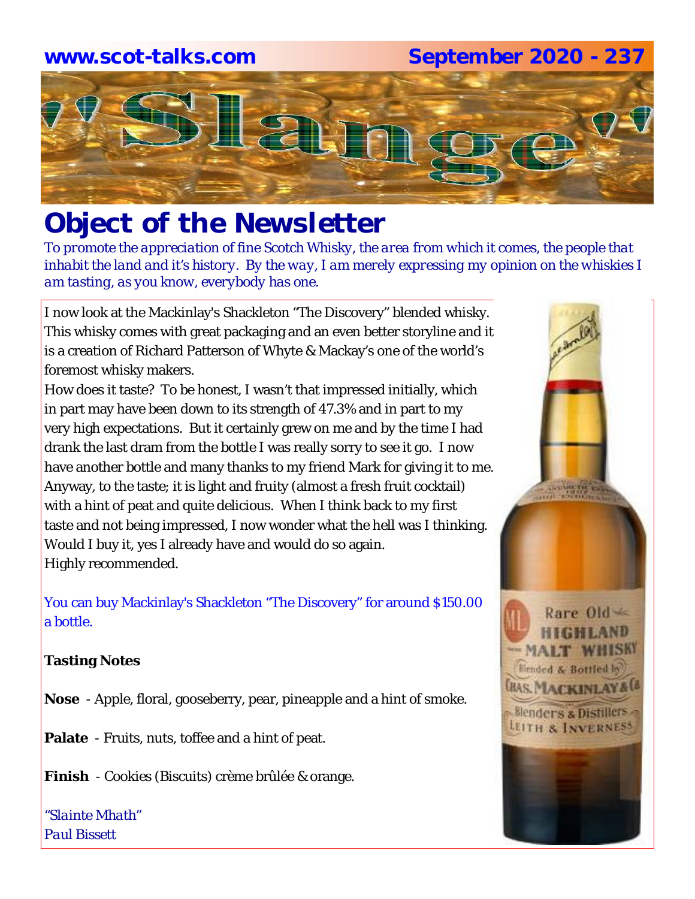www.scot-talks.com September 2020 - 237

# "Slange"

## Object of the Newsletter

*To promote the appreciation of fine Scotch Whisky, the area from which it comes, the people that inhabit the land and it's history. By the way, I am merely expressing my opinion on the whiskies I am tasting, as you know, everybody has one.*

I now look at the Mackinlay's Shackleton "The Discovery" blended whisky. This whisky comes with great packaging and an even better storyline and it is a creation of Richard Patterson of Whyte & Mackay's one of the world's foremost whisky makers.

How does it taste? To be honest, I wasn't that impressed initially, which in part may have been down to its strength of 47.3% and in part to my very high expectations. But it certainly grew on me and by the time I had drank the last dram from the bottle I was really sorry to see it go. I now have another bottle and many thanks to my friend Mark for giving it to me. Anyway, to the taste; it is light and fruity (almost a fresh fruit cocktail) with a hint of peat and quite delicious. When I think back to my first taste and not being impressed, I now wonder what the hell was I thinking. Would I buy it, yes I already have and would do so again. Highly recommended.

You can buy Mackinlay's Shackleton "The Discovery" for around $150.00 a bottle.

**Tasting Notes**

**Nose** - Apple, floral, gooseberry, pear, pineapple and a hint of smoke.

**Palate** - Fruits, nuts, toffee and a hint of peat.

**Finish** - Cookies (Biscuits) crème brûlée & orange.

*"Slainte Mhath"*
*Paul Bissett*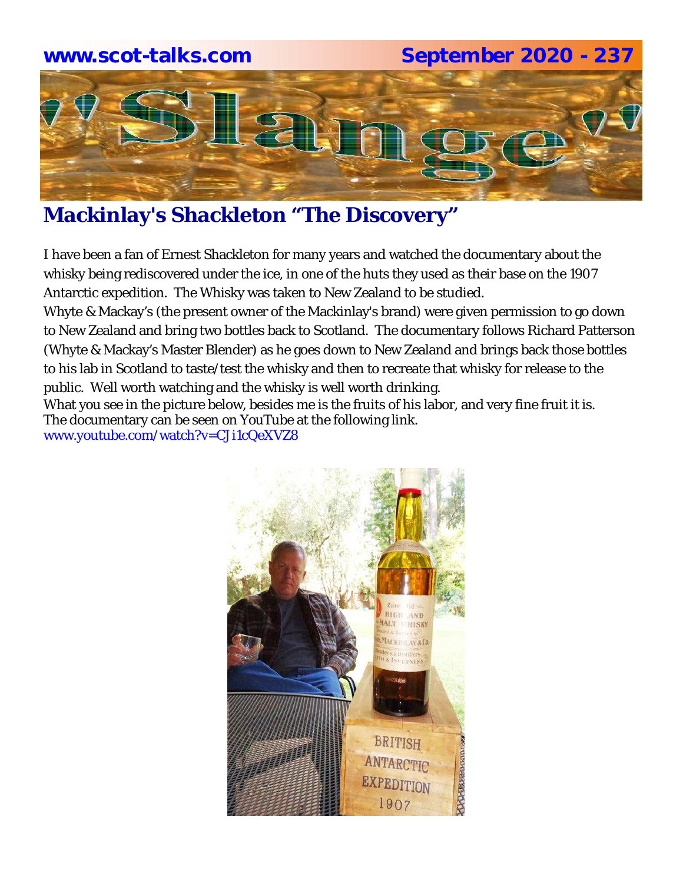## Mackinlay's Shackleton "The Discovery"

I have been a fan of Ernest Shackleton for many years and watched the documentary about the whisky being rediscovered under the ice, in one of the huts they used as their base on the 1907 Antarctic expedition. The Whisky was taken to New Zealand to be studied.

Whyte & Mackay's (the present owner of the Mackinlay's brand) were given permission to go down to New Zealand and bring two bottles back to Scotland. The documentary follows Richard Patterson (Whyte & Mackay's Master Blender) as he goes down to New Zealand and brings back those bottles to his lab in Scotland to taste/test the whisky and then to recreate that whisky for release to the public. Well worth watching and the whisky is well worth drinking.

What you see in the picture below, besides me is the fruits of his labor, and very fine fruit it is.

The documentary can be seen on YouTube at the following link.

www.youtube.com/watch?v=CJi1cQeXVZ8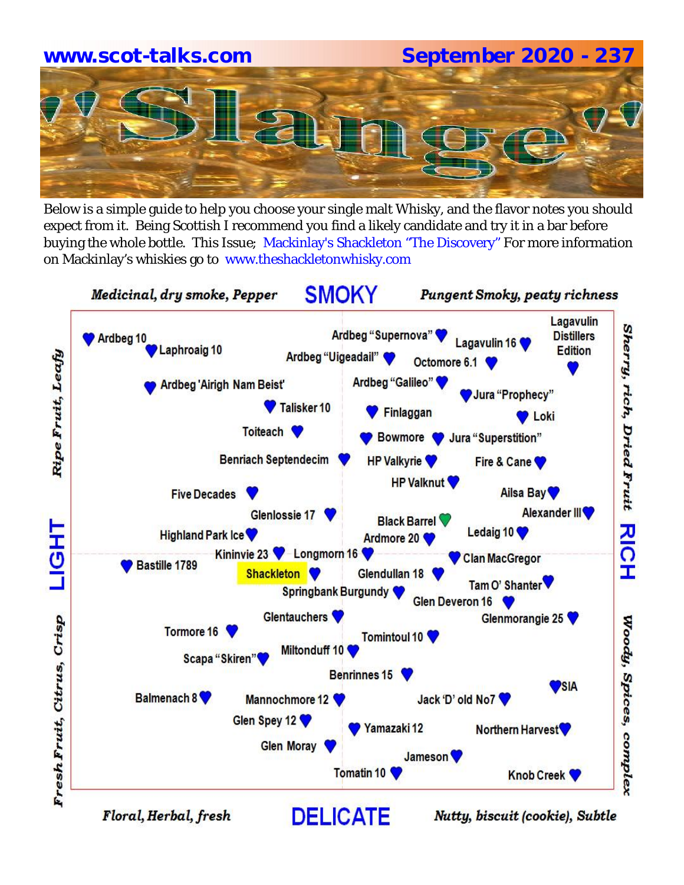www.scot-talks.com September 2020 - 237

# Slange

Below is a simple guide to help you choose your single malt Whisky, and the flavor notes you should expect from it. Being Scottish I recommend you find a likely candidate and try it in a bar before buying the whole bottle. This Issue; Mackinlay's Shackleton "The Discovery" For more information on Mackinlay's whiskies go to www.theshackletonwhisky.com

**SMOKY**

*Medicinal, dry smoke, Pepper* — *Pungent Smoky, peaty richness*

**LIGHT** — *Ripe Fruit, Leafy* / *Fresh Fruit, Citrus, Crisp*

**RICH** — *Sherry, rich, Dried Fruit* / *Woody, Spices, complex*

**DELICATE**

*Floral, Herbal, fresh* — *Nutty, biscuit (cookie), Subtle*

Ardbeg 10, Laphroaig 10, Ardbeg "Supernova", Lagavulin 16, Lagavulin Distillers Edition, Ardbeg "Uigeadail", Octomore 6.1, Ardbeg 'Airigh Nam Beist', Ardbeg "Galileo", Jura "Prophecy", Talisker 10, Finlaggan, Loki, Toiteach, Bowmore, Jura "Superstition", Benriach Septendecim, HP Valkyrie, Fire & Cane, HP Valknut, Five Decades, Ailsa Bay, Glenlossie 17, Alexander III, Black Barrel, Highland Park Ice, Ardmore 20, Ledaig 10, Kininvie 23, Longmorn 16, Clan MacGregor, Bastille 1789, Shackleton, Glendullan 18, Springbank Burgundy, Tam O' Shanter, Glen Deveron 16, Glentauchers, Glenmorangie 25, Tormore 16, Tomintoul 10, Miltonduff 10, Scapa "Skiren", Benrinnes 15, SIA, Balmenach 8, Mannochmore 12, Jack 'D' old No7, Glen Spey 12, Yamazaki 12, Northern Harvest, Glen Moray, Jameson, Tomatin 10, Knob Creek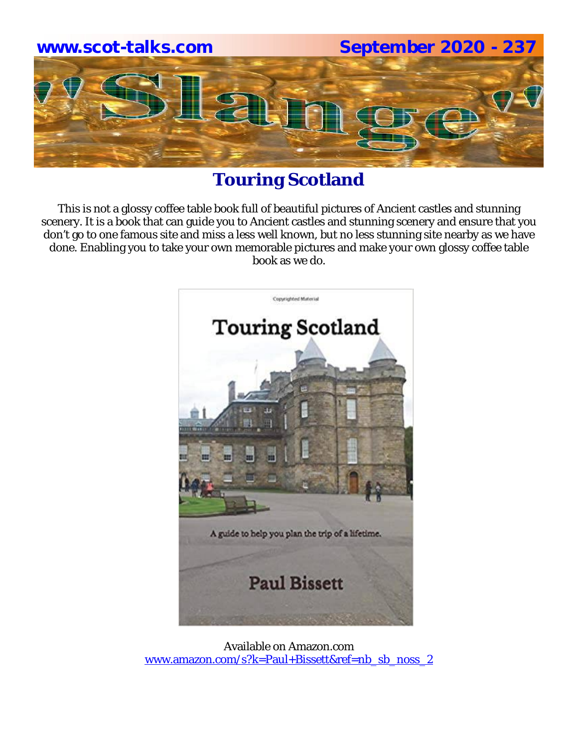## Touring Scotland

This is not a glossy coffee table book full of beautiful pictures of Ancient castles and stunning scenery. It is a book that can guide you to Ancient castles and stunning scenery and ensure that you don't go to one famous site and miss a less well known, but no less stunning site nearby as we have done. Enabling you to take your own memorable pictures and make your own glossy coffee table book as we do.

Available on Amazon.com
www.amazon.com/s?k=Paul+Bissett&ref=nb_sb_noss_2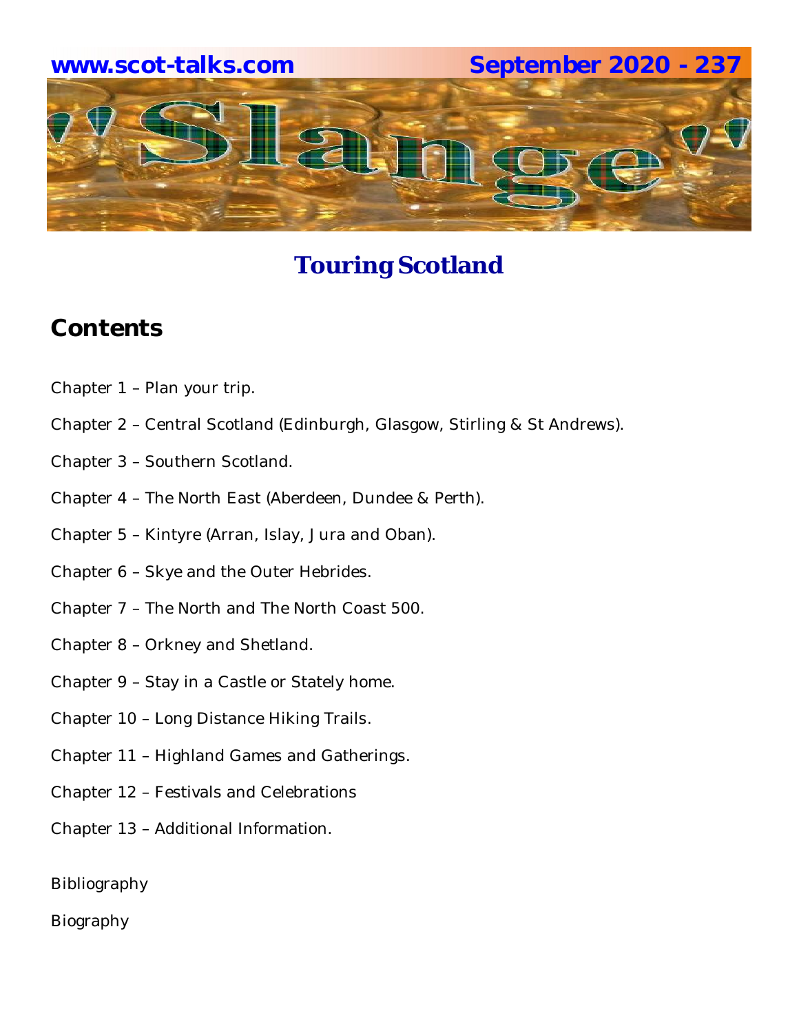www.scot-talks.com September 2020 - 237

# Slange

## Touring Scotland

# Contents

Chapter 1 – Plan your trip.

Chapter 2 – Central Scotland (Edinburgh, Glasgow, Stirling & St Andrews).

Chapter 3 – Southern Scotland.

Chapter 4 – The North East (Aberdeen, Dundee & Perth).

Chapter 5 – Kintyre (Arran, Islay, Jura and Oban).

Chapter 6 – Skye and the Outer Hebrides.

Chapter 7 – The North and The North Coast 500.

Chapter 8 – Orkney and Shetland.

Chapter 9 – Stay in a Castle or Stately home.

Chapter 10 – Long Distance Hiking Trails.

Chapter 11 – Highland Games and Gatherings.

Chapter 12 – Festivals and Celebrations

Chapter 13 – Additional Information.

Bibliography

Biography